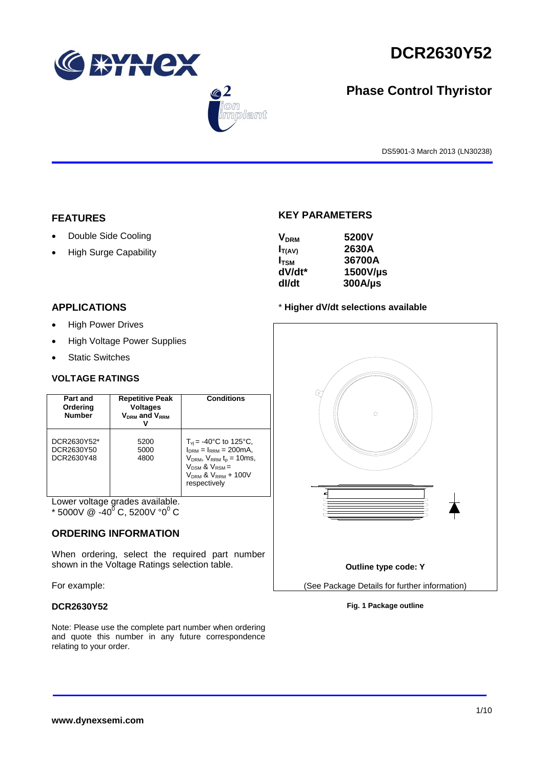# DCR2630Y52

## Phase Control Thyristor

DS5901-3 March 2013 (LN30238)

## FEATURES

- Double Side Cooling
- High Surge Capability

## KEY PARAMETERS

| | |
|---|---|
| $V_{DRM}$ | 5200V |
| $I_{T(AV)}$ | 2630A |
| $I_{TSM}$ | 36700A |
| dV/dt* | 1500V/µs |
| dI/dt | 300A/µs |

\* **Higher dV/dt selections available**

## APPLICATIONS

- High Power Drives
- High Voltage Power Supplies
- Static Switches

### VOLTAGE RATINGS

| Part and Ordering Number | Repetitive Peak Voltages $V_{DRM}$ and $V_{RRM}$ V | Conditions |
|---|---|---|
| DCR2630Y52* DCR2630Y50 DCR2630Y48 | 5200 5000 4800 | $T_{vj}$ = -40°C to 125°C, $I_{DRM}$ = $I_{RRM}$ = 200mA, $V_{DRM}$, $V_{RRM}$ $t_p$ = 10ms, $V_{DSM}$ & $V_{RSM}$ = $V_{DRM}$ & $V_{RRM}$ + 100V respectively |

Lower voltage grades available.
\* 5000V @ -40$^0$ C, 5200V °0$^0$ C

## ORDERING INFORMATION

When ordering, select the required part number shown in the Voltage Ratings selection table.

For example:

**DCR2630Y52**

Note: Please use the complete part number when ordering and quote this number in any future correspondence relating to your order.

**Outline type code: Y**

(See Package Details for further information)

**Fig. 1 Package outline**

**www.dynexsemi.com**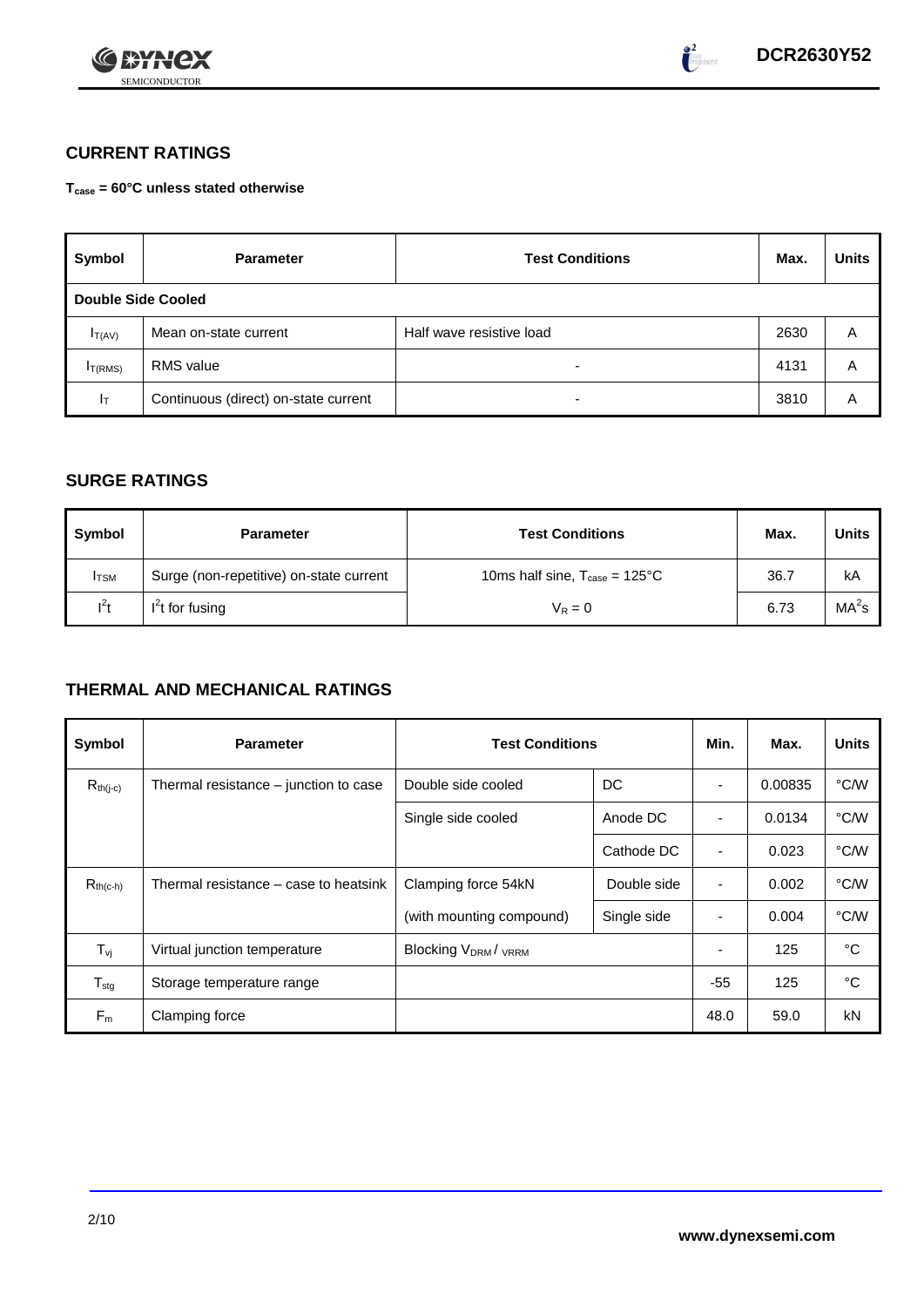## CURRENT RATINGS

**$T_{case}$ = 60°C unless stated otherwise**

| Symbol | Parameter | Test Conditions | Max. | Units |
|---|---|---|---|---|
| **Double Side Cooled** | | | | |
| $I_{T(AV)}$ | Mean on-state current | Half wave resistive load | 2630 | A |
| $I_{T(RMS)}$ | RMS value | - | 4131 | A |
| $I_T$ | Continuous (direct) on-state current | - | 3810 | A |

## SURGE RATINGS

| Symbol | Parameter | Test Conditions | Max. | Units |
|---|---|---|---|---|
| $I_{TSM}$ | Surge (non-repetitive) on-state current | 10ms half sine, $T_{case}$ = 125°C | 36.7 | kA |
| $I^2t$ | $I^2t$ for fusing | $V_R = 0$ | 6.73 | $MA^2s$ |

## THERMAL AND MECHANICAL RATINGS

| Symbol | Parameter | Test Conditions | | Min. | Max. | Units |
|---|---|---|---|---|---|---|
| $R_{th(j-c)}$ | Thermal resistance – junction to case | Double side cooled | DC | - | 0.00835 | °C/W |
| | | Single side cooled | Anode DC | - | 0.0134 | °C/W |
| | | | Cathode DC | - | 0.023 | °C/W |
| $R_{th(c-h)}$ | Thermal resistance – case to heatsink | Clamping force 54kN | Double side | - | 0.002 | °C/W |
| | | (with mounting compound) | Single side | - | 0.004 | °C/W |
| $T_{vj}$ | Virtual junction temperature | Blocking $V_{DRM}$ / $V_{RRM}$ | | - | 125 | °C |
| $T_{stg}$ | Storage temperature range | | | -55 | 125 | °C |
| $F_m$ | Clamping force | | | 48.0 | 59.0 | kN |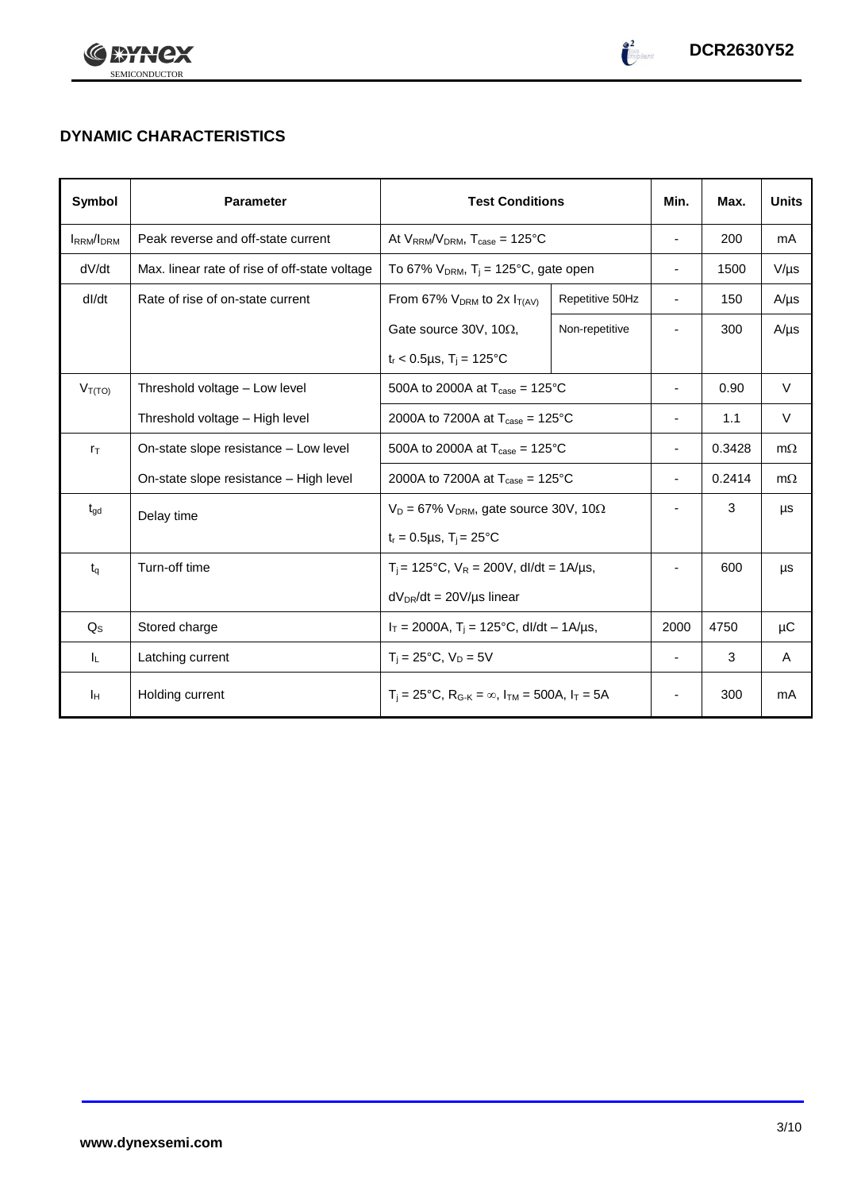## DYNAMIC CHARACTERISTICS

| Symbol | Parameter | Test Conditions | | Min. | Max. | Units |
|---|---|---|---|---|---|---|
| $I_{RRM}/I_{DRM}$ | Peak reverse and off-state current | At $V_{RRM}/V_{DRM}$, $T_{case}$ = 125°C | | - | 200 | mA |
| dV/dt | Max. linear rate of rise of off-state voltage | To 67% $V_{DRM}$, $T_j$ = 125°C, gate open | | - | 1500 | V/µs |
| dI/dt | Rate of rise of on-state current | From 67% $V_{DRM}$ to 2x $I_{T(AV)}$ | Repetitive 50Hz | - | 150 | A/µs |
| | | Gate source 30V, 10Ω, $t_r$ < 0.5µs, $T_j$ = 125°C | Non-repetitive | - | 300 | A/µs |
| $V_{T(TO)}$ | Threshold voltage – Low level | 500A to 2000A at $T_{case}$ = 125°C | | - | 0.90 | V |
| | Threshold voltage – High level | 2000A to 7200A at $T_{case}$ = 125°C | | - | 1.1 | V |
| $r_T$ | On-state slope resistance – Low level | 500A to 2000A at $T_{case}$ = 125°C | | - | 0.3428 | mΩ |
| | On-state slope resistance – High level | 2000A to 7200A at $T_{case}$ = 125°C | | - | 0.2414 | mΩ |
| $t_{gd}$ | Delay time | $V_D$ = 67% $V_{DRM}$, gate source 30V, 10Ω, $t_r$ = 0.5µs, $T_j$ = 25°C | | - | 3 | µs |
| $t_q$ | Turn-off time | $T_j$ = 125°C, $V_R$ = 200V, dI/dt = 1A/µs, $dV_{DR}/dt$ = 20V/µs linear | | - | 600 | µs |
| $Q_S$ | Stored charge | $I_T$ = 2000A, $T_j$ = 125°C, dI/dt – 1A/µs, | | 2000 | 4750 | µC |
| $I_L$ | Latching current | $T_j$ = 25°C, $V_D$ = 5V | | - | 3 | A |
| $I_H$ | Holding current | $T_j$ = 25°C, $R_{G-K}$ = ∞, $I_{TM}$ = 500A, $I_T$ = 5A | | - | 300 | mA |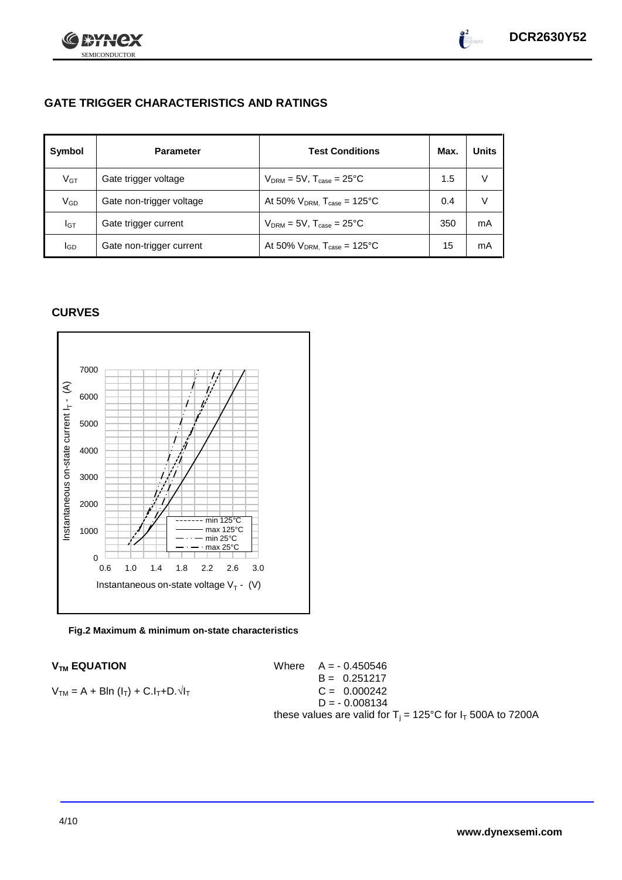## GATE TRIGGER CHARACTERISTICS AND RATINGS

| Symbol | Parameter | Test Conditions | Max. | Units |
|---|---|---|---|---|
| $V_{GT}$ | Gate trigger voltage | $V_{DRM} = 5V$, $T_{case} = 25°C$ | 1.5 | V |
| $V_{GD}$ | Gate non-trigger voltage | At 50% $V_{DRM}$, $T_{case} = 125°C$ | 0.4 | V |
| $I_{GT}$ | Gate trigger current | $V_{DRM} = 5V$, $T_{case} = 25°C$ | 350 | mA |
| $I_{GD}$ | Gate non-trigger current | At 50% $V_{DRM}$, $T_{case} = 125°C$ | 15 | mA |

## CURVES

**Fig.2 Maximum & minimum on-state characteristics**

### $V_{TM}$ EQUATION

$$V_{TM} = A + B\ln(I_T) + C.I_T + D.\sqrt{I_T}$$

Where
$A = -0.450546$
$B = 0.251217$
$C = 0.000242$
$D = -0.008134$

these values are valid for $T_j = 125°C$ for $I_T$ 500A to 7200A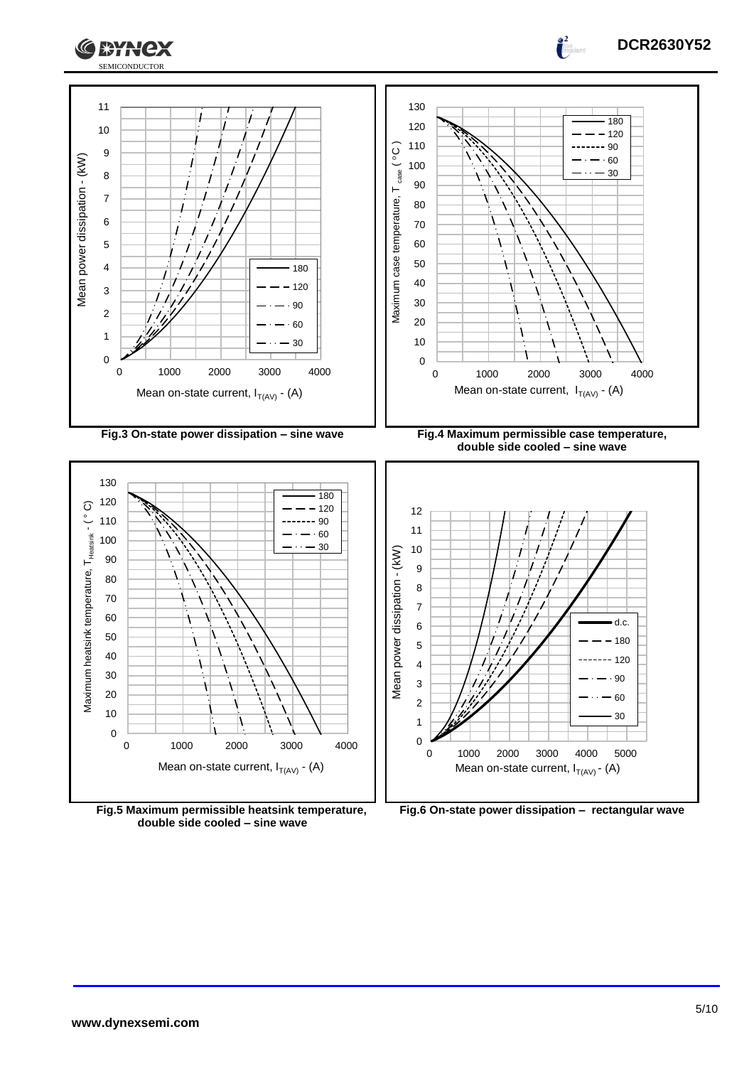Fig.3 On-state power dissipation – sine wave

Fig.4 Maximum permissible case temperature, double side cooled – sine wave

Fig.5 Maximum permissible heatsink temperature, double side cooled – sine wave

Fig.6 On-state power dissipation – rectangular wave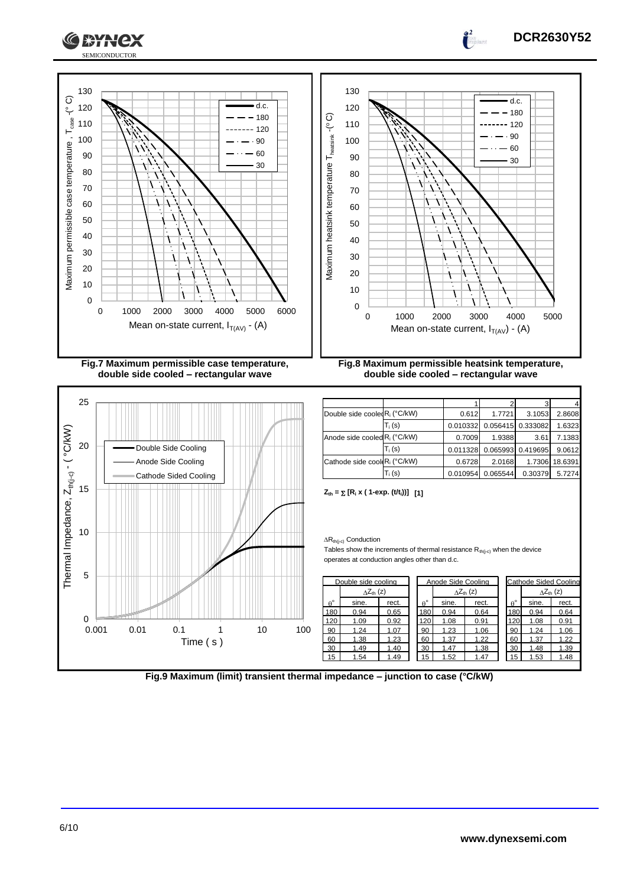Fig.7 Maximum permissible case temperature, double side cooled – rectangular wave

Fig.8 Maximum permissible heatsink temperature, double side cooled – rectangular wave

| | | 1 | 2 | 3 | 4 |
|---|---|---|---|---|---|
| Double side cooled | $R_i$ (°C/kW) | 0.612 | 1.7721 | 3.1053 | 2.8608 |
| | $T_i$ (s) | 0.010332 | 0.056415 | 0.333082 | 1.6323 |
| Anode side cooled | $R_i$ (°C/kW) | 0.7009 | 1.9388 | 3.61 | 7.1383 |
| | $T_i$ (s) | 0.011328 | 0.065993 | 0.419695 | 9.0612 |
| Cathode side cooled | $R_i$ (°C/kW) | 0.6728 | 2.0168 | 1.7306 | 18.6391 |
| | $T_i$ (s) | 0.010954 | 0.065544 | 0.30379 | 5.7274 |

$Z_{th} = \sum [R_i \times (1\text{-exp.} (t/t_i))]$ **[1]**

$\Delta R_{th(j-c)}$ Conduction

Tables show the increments of thermal resistance $R_{th(j-c)}$ when the device operates at conduction angles other than d.c.

| Double side cooling | | |
|---|---|---|
| | $\Delta Z_{th}$ (z) | |
| $\theta°$ | sine. | rect. |
| 180 | 0.94 | 0.65 |
| 120 | 1.09 | 0.92 |
| 90 | 1.24 | 1.07 |
| 60 | 1.38 | 1.23 |
| 30 | 1.49 | 1.40 |
| 15 | 1.54 | 1.49 |

| Anode Side Cooling | | |
|---|---|---|
| | $\Delta Z_{th}$ (z) | |
| $\theta°$ | sine. | rect. |
| 180 | 0.94 | 0.64 |
| 120 | 1.08 | 0.91 |
| 90 | 1.23 | 1.06 |
| 60 | 1.37 | 1.22 |
| 30 | 1.47 | 1.38 |
| 15 | 1.52 | 1.47 |

| Cathode Sided Cooling | | |
|---|---|---|
| | $\Delta Z_{th}$ (z) | |
| $\theta°$ | sine. | rect. |
| 180 | 0.94 | 0.64 |
| 120 | 1.08 | 0.91 |
| 90 | 1.24 | 1.06 |
| 60 | 1.37 | 1.22 |
| 30 | 1.48 | 1.39 |
| 15 | 1.53 | 1.48 |

Fig.9 Maximum (limit) transient thermal impedance – junction to case (°C/kW)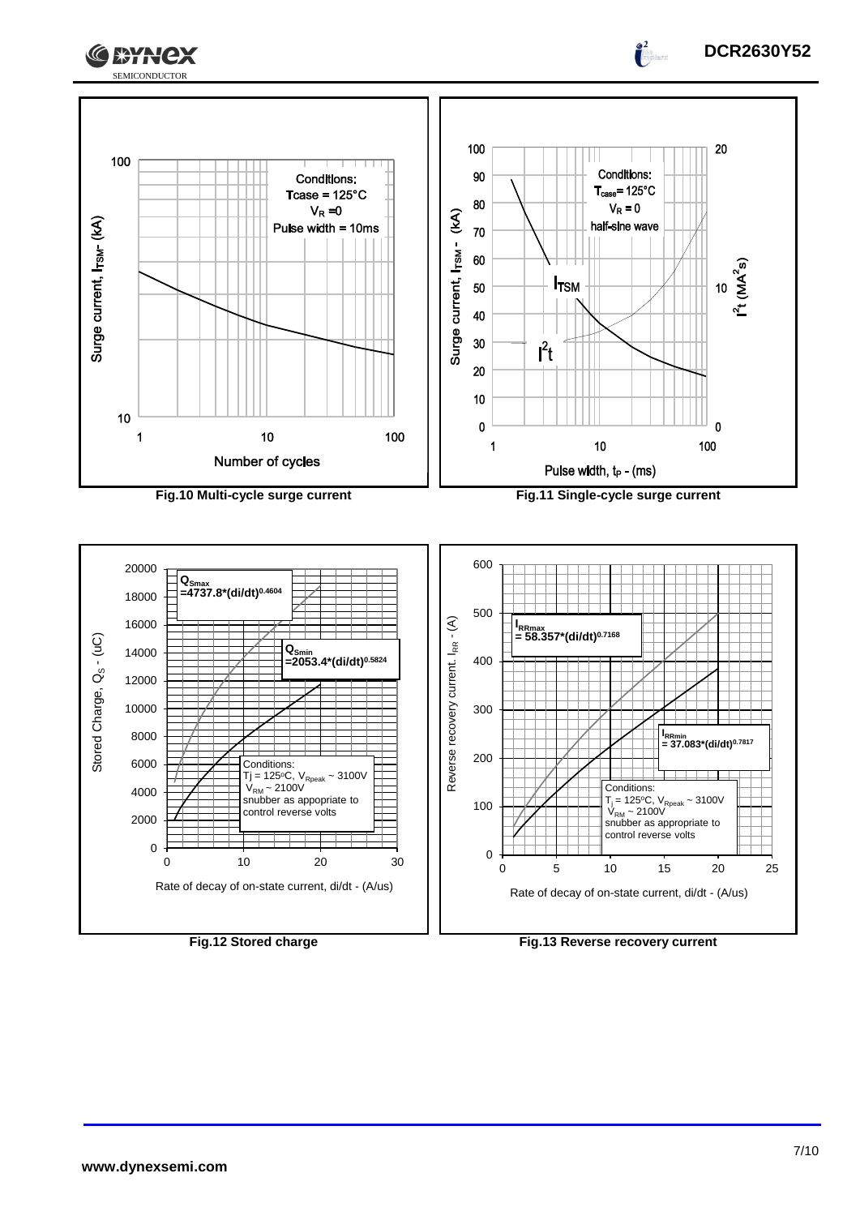Conditions:
Tcase = 125°C
$V_R$ = 0
Pulse width = 10ms

Surge current, $I_{TSM}$ - (kA)

Number of cycles

**Fig.10 Multi-cycle surge current**

Conditions:
$T_{case}$ = 125°C
$V_R$ = 0
half-sine wave

$I_{TSM}$

$I^2t$

Surge current, $I_{TSM}$ - (kA)

$I^2t$ ($MA^2s$)

Pulse width, $t_P$ - (ms)

**Fig.11 Single-cycle surge current**

$Q_{Smax}$ $= 4737.8*(di/dt)^{0.4604}$

$Q_{Smin}$ $= 2053.4*(di/dt)^{0.5824}$

Conditions:
Tj = 125°C, $V_{Rpeak}$ ~ 3100V
$V_{RM}$ ~ 2100V
snubber as appropriate to control reverse volts

Stored Charge, $Q_S$ - (uC)

Rate of decay of on-state current, di/dt - (A/us)

**Fig.12 Stored charge**

$I_{RRmax}$ $= 58.357*(di/dt)^{0.7168}$

$I_{RRmin}$ $= 37.083*(di/dt)^{0.7817}$

Conditions:
$T_j$ = 125°C, $V_{Rpeak}$ ~ 3100V
$V_{RM}$ ~ 2100V
snubber as appropriate to control reverse volts

Reverse recovery current. $I_{RR}$ - (A)

Rate of decay of on-state current, di/dt - (A/us)

**Fig.13 Reverse recovery current**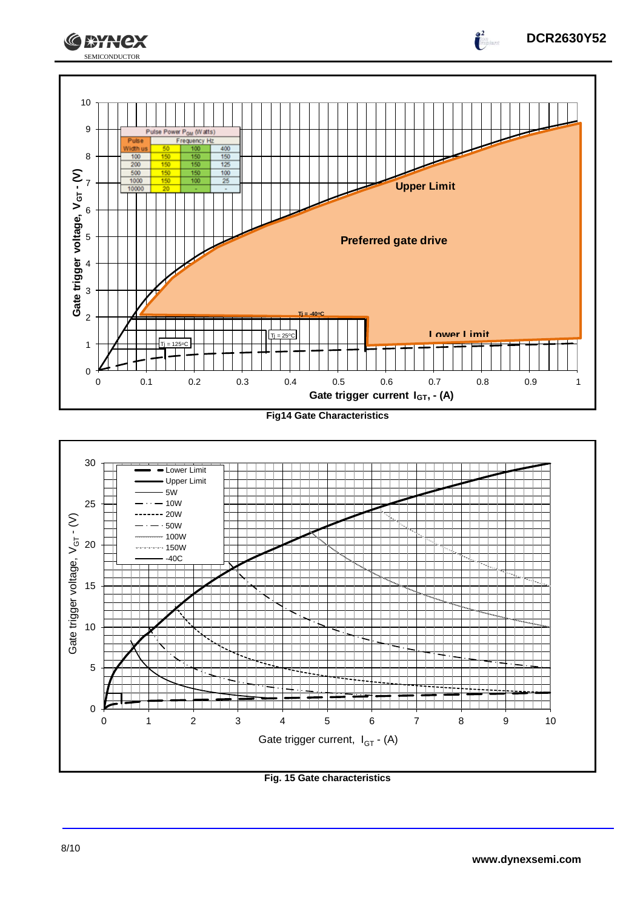| Pulse Power $P_{GM}$ (Watts) | | | |
|---|---|---|---|
| Pulse Width us | Frequency Hz | | |
| | 50 | 100 | 400 |
| 100 | 150 | 150 | 150 |
| 200 | 150 | 150 | 125 |
| 500 | 150 | 150 | 100 |
| 1000 | 150 | 100 | 25 |
| 10000 | 20 | - | - |

**Fig14 Gate Characteristics**

**Fig. 15 Gate characteristics**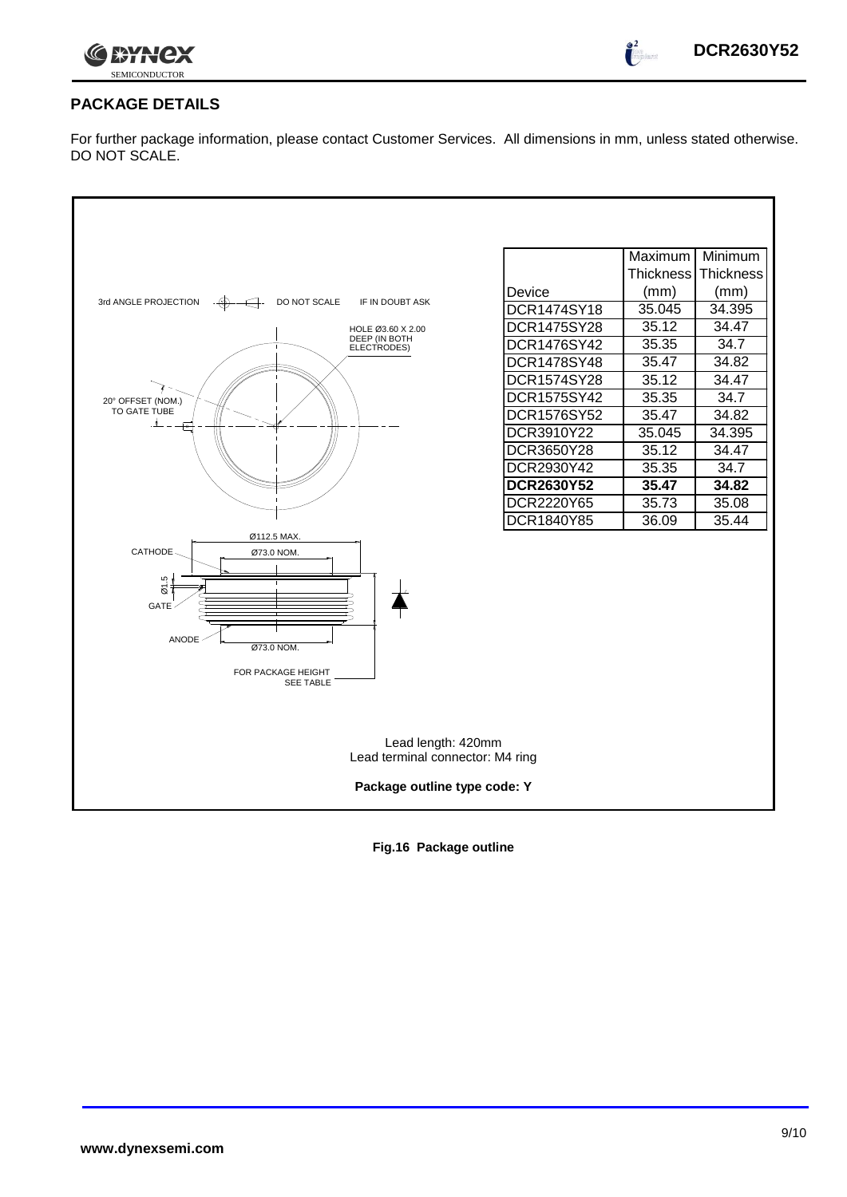## PACKAGE DETAILS

For further package information, please contact Customer Services. All dimensions in mm, unless stated otherwise. DO NOT SCALE.

3rd ANGLE PROJECTION DO NOT SCALE IF IN DOUBT ASK

HOLE Ø3.60 X 2.00 DEEP (IN BOTH ELECTRODES)

20° OFFSET (NOM.) TO GATE TUBE

Ø112.5 MAX.

CATHODE

Ø73.0 NOM.

Ø1.5

GATE

ANODE

Ø73.0 NOM.

FOR PACKAGE HEIGHT SEE TABLE

| Device | Maximum Thickness (mm) | Minimum Thickness (mm) |
|---|---|---|
| DCR1474SY18 | 35.045 | 34.395 |
| DCR1475SY28 | 35.12 | 34.47 |
| DCR1476SY42 | 35.35 | 34.7 |
| DCR1478SY48 | 35.47 | 34.82 |
| DCR1574SY28 | 35.12 | 34.47 |
| DCR1575SY42 | 35.35 | 34.7 |
| DCR1576SY52 | 35.47 | 34.82 |
| DCR3910Y22 | 35.045 | 34.395 |
| DCR3650Y28 | 35.12 | 34.47 |
| DCR2930Y42 | 35.35 | 34.7 |
| **DCR2630Y52** | **35.47** | **34.82** |
| DCR2220Y65 | 35.73 | 35.08 |
| DCR1840Y85 | 36.09 | 35.44 |

Lead length: 420mm
Lead terminal connector: M4 ring

**Package outline type code: Y**

**Fig.16 Package outline**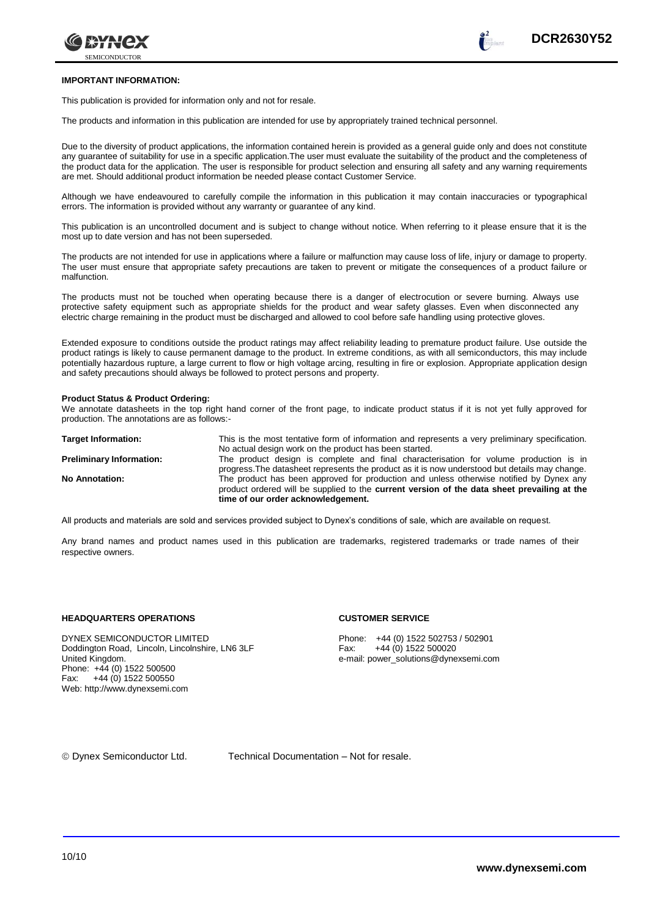**IMPORTANT INFORMATION:**

This publication is provided for information only and not for resale.

The products and information in this publication are intended for use by appropriately trained technical personnel.

Due to the diversity of product applications, the information contained herein is provided as a general guide only and does not constitute any guarantee of suitability for use in a specific application.The user must evaluate the suitability of the product and the completeness of the product data for the application. The user is responsible for product selection and ensuring all safety and any warning requirements are met. Should additional product information be needed please contact Customer Service.

Although we have endeavoured to carefully compile the information in this publication it may contain inaccuracies or typographical errors. The information is provided without any warranty or guarantee of any kind.

This publication is an uncontrolled document and is subject to change without notice. When referring to it please ensure that it is the most up to date version and has not been superseded.

The products are not intended for use in applications where a failure or malfunction may cause loss of life, injury or damage to property. The user must ensure that appropriate safety precautions are taken to prevent or mitigate the consequences of a product failure or malfunction.

The products must not be touched when operating because there is a danger of electrocution or severe burning. Always use protective safety equipment such as appropriate shields for the product and wear safety glasses. Even when disconnected any electric charge remaining in the product must be discharged and allowed to cool before safe handling using protective gloves.

Extended exposure to conditions outside the product ratings may affect reliability leading to premature product failure. Use outside the product ratings is likely to cause permanent damage to the product. In extreme conditions, as with all semiconductors, this may include potentially hazardous rupture, a large current to flow or high voltage arcing, resulting in fire or explosion. Appropriate application design and safety precautions should always be followed to protect persons and property.

**Product Status & Product Ordering:**

We annotate datasheets in the top right hand corner of the front page, to indicate product status if it is not yet fully approved for production. The annotations are as follows:-

| | |
|---|---|
| **Target Information:** | This is the most tentative form of information and represents a very preliminary specification. No actual design work on the product has been started. |
| **Preliminary Information:** | The product design is complete and final characterisation for volume production is in progress.The datasheet represents the product as it is now understood but details may change. |
| **No Annotation:** | The product has been approved for production and unless otherwise notified by Dynex any product ordered will be supplied to the **current version of the data sheet prevailing at the time of our order acknowledgement.** |

All products and materials are sold and services provided subject to Dynex's conditions of sale, which are available on request.

Any brand names and product names used in this publication are trademarks, registered trademarks or trade names of their respective owners.

**HEADQUARTERS OPERATIONS**

DYNEX SEMICONDUCTOR LIMITED
Doddington Road, Lincoln, Lincolnshire, LN6 3LF
United Kingdom.
Phone: +44 (0) 1522 500500
Fax: +44 (0) 1522 500550
Web: http://www.dynexsemi.com

**CUSTOMER SERVICE**

Phone: +44 (0) 1522 502753 / 502901
Fax: +44 (0) 1522 500020
e-mail: power_solutions@dynexsemi.com

© Dynex Semiconductor Ltd. Technical Documentation – Not for resale.